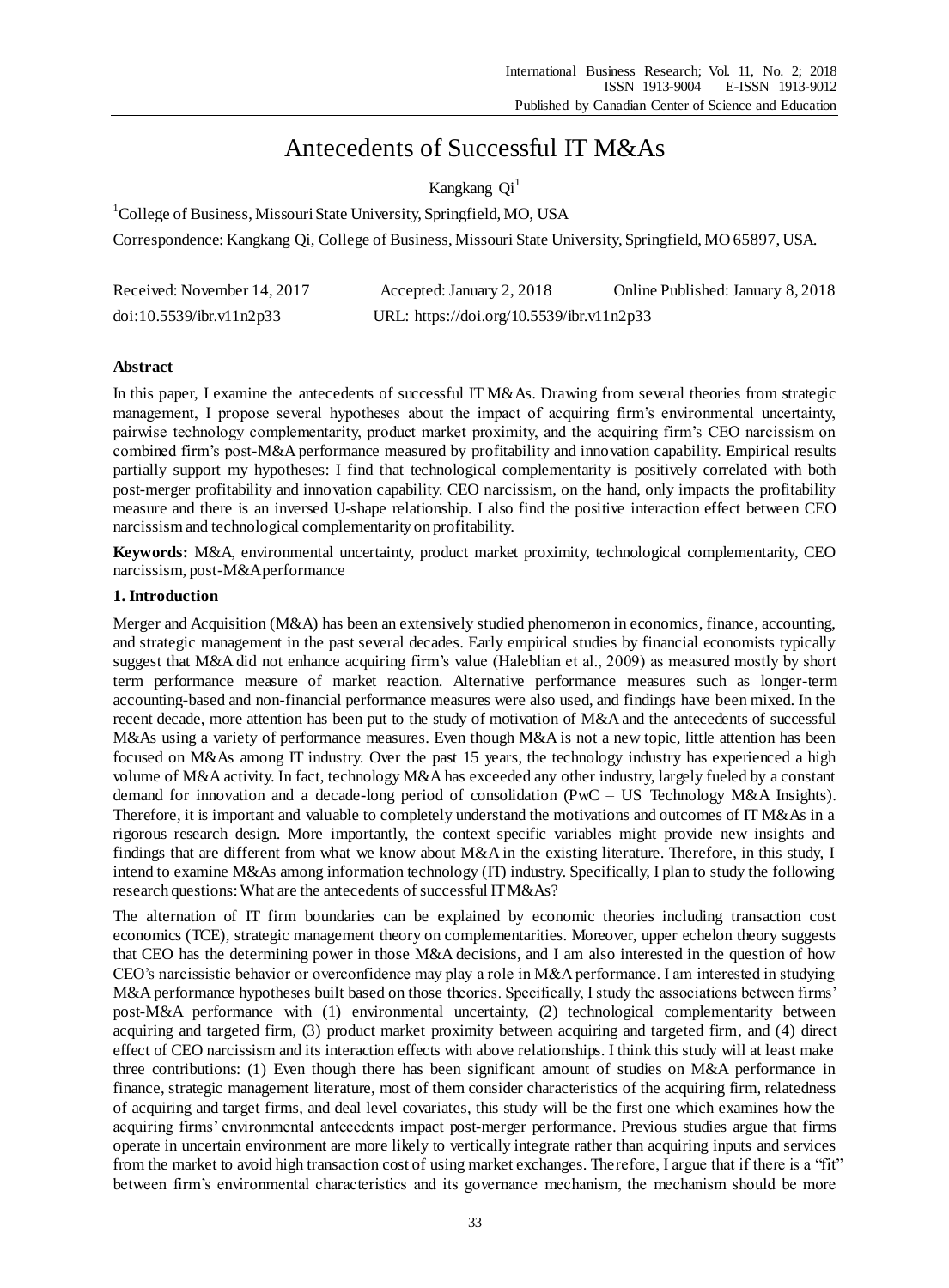# Antecedents of Successful IT M&As

Kangkang Qi[1]

[1]College of Business, Missouri State University, Springfield, MO, USA

Correspondence: Kangkang Qi, College of Business, Missouri State University, Springfield, MO 65897, USA.

Received: November 14, 2017 Accepted: January 2, 2018 Online Published: January 8, 2018

doi:10.5539/ibr.v11n2p33 URL: https://doi.org/10.5539/ibr.v11n2p33

**Abstract**

In this paper, I examine the antecedents of successful IT M&As. Drawing from several theories from strategic management, I propose several hypotheses about the impact of acquiring firm's environmental uncertainty, pairwise technology complementarity, product market proximity, and the acquiring firm's CEO narcissism on combined firm's post-M&A performance measured by profitability and innovation capability. Empirical results partially support my hypotheses: I find that technological complementarity is positively correlated with both post-merger profitability and innovation capability. CEO narcissism, on the hand, only impacts the profitability measure and there is an inversed U-shape relationship. I also find the positive interaction effect between CEO narcissism and technological complementarity on profitability.

**Keywords:** M&A, environmental uncertainty, product market proximity, technological complementarity, CEO narcissism, post-M&A performance

## 1. Introduction

Merger and Acquisition (M&A) has been an extensively studied phenomenon in economics, finance, accounting, and strategic management in the past several decades. Early empirical studies by financial economists typically suggest that M&A did not enhance acquiring firm's value (Haleblian et al., 2009) as measured mostly by short term performance measure of market reaction. Alternative performance measures such as longer-term accounting-based and non-financial performance measures were also used, and findings have been mixed. In the recent decade, more attention has been put to the study of motivation of M&A and the antecedents of successful M&As using a variety of performance measures. Even though M&A is not a new topic, little attention has been focused on M&As among IT industry. Over the past 15 years, the technology industry has experienced a high volume of M&A activity. In fact, technology M&A has exceeded any other industry, largely fueled by a constant demand for innovation and a decade-long period of consolidation (PwC – US Technology M&A Insights). Therefore, it is important and valuable to completely understand the motivations and outcomes of IT M&As in a rigorous research design. More importantly, the context specific variables might provide new insights and findings that are different from what we know about M&A in the existing literature. Therefore, in this study, I intend to examine M&As among information technology (IT) industry. Specifically, I plan to study the following research questions: What are the antecedents of successful IT M&As?

The alternation of IT firm boundaries can be explained by economic theories including transaction cost economics (TCE), strategic management theory on complementarities. Moreover, upper echelon theory suggests that CEO has the determining power in those M&A decisions, and I am also interested in the question of how CEO's narcissistic behavior or overconfidence may play a role in M&A performance. I am interested in studying M&A performance hypotheses built based on those theories. Specifically, I study the associations between firms' post-M&A performance with (1) environmental uncertainty, (2) technological complementarity between acquiring and targeted firm, (3) product market proximity between acquiring and targeted firm, and (4) direct effect of CEO narcissism and its interaction effects with above relationships. I think this study will at least make three contributions: (1) Even though there has been significant amount of studies on M&A performance in finance, strategic management literature, most of them consider characteristics of the acquiring firm, relatedness of acquiring and target firms, and deal level covariates, this study will be the first one which examines how the acquiring firms' environmental antecedents impact post-merger performance. Previous studies argue that firms operate in uncertain environment are more likely to vertically integrate rather than acquiring inputs and services from the market to avoid high transaction cost of using market exchanges. Therefore, I argue that if there is a "fit" between firm's environmental characteristics and its governance mechanism, the mechanism should be more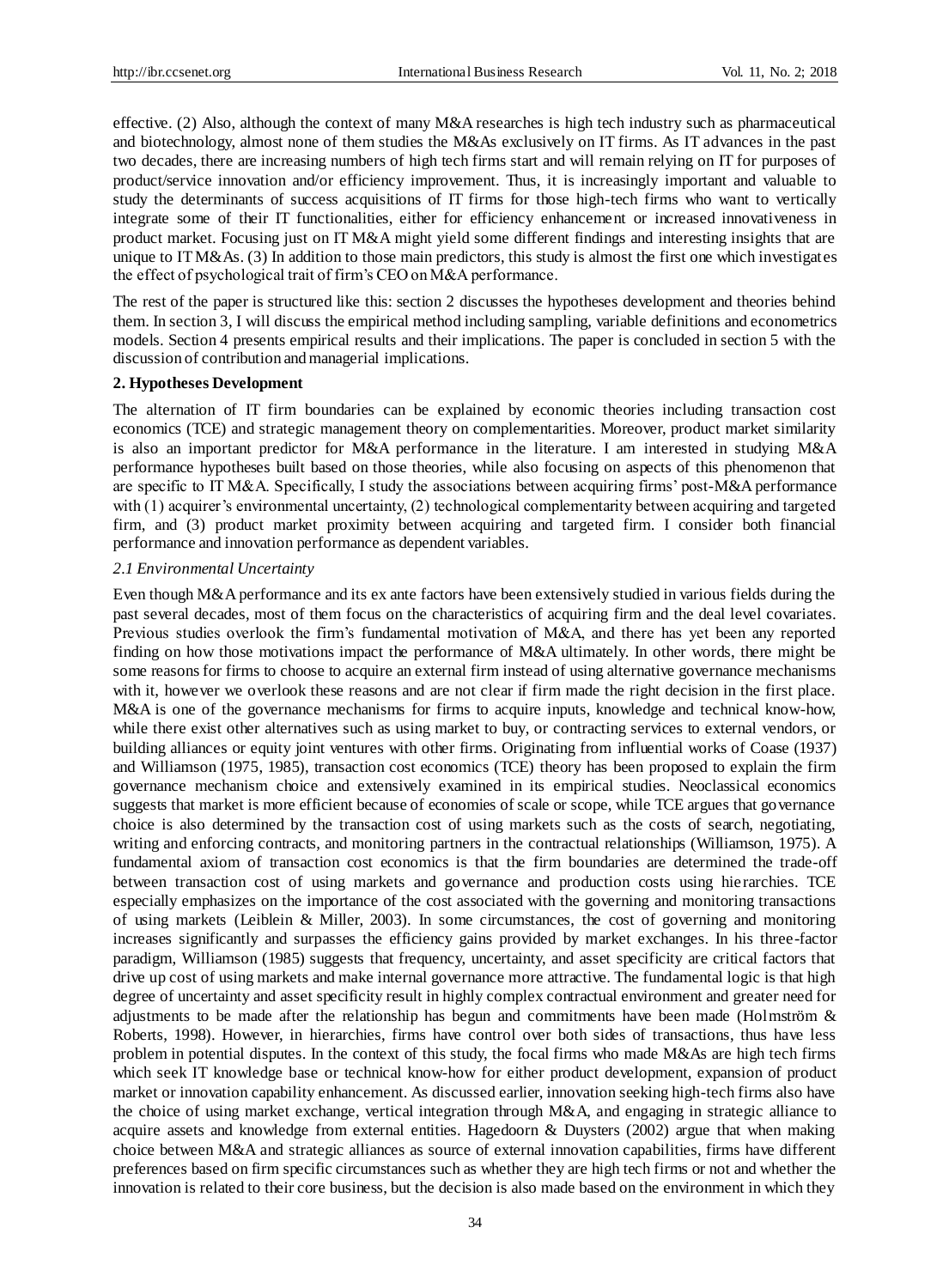effective. (2) Also, although the context of many M&A researches is high tech industry such as pharmaceutical and biotechnology, almost none of them studies the M&As exclusively on IT firms. As IT advances in the past two decades, there are increasing numbers of high tech firms start and will remain relying on IT for purposes of product/service innovation and/or efficiency improvement. Thus, it is increasingly important and valuable to study the determinants of success acquisitions of IT firms for those high-tech firms who want to vertically integrate some of their IT functionalities, either for efficiency enhancement or increased innovativeness in product market. Focusing just on IT M&A might yield some different findings and interesting insights that are unique to IT M&As. (3) In addition to those main predictors, this study is almost the first one which investigates the effect of psychological trait of firm's CEO on M&A performance.

The rest of the paper is structured like this: section 2 discusses the hypotheses development and theories behind them. In section 3, I will discuss the empirical method including sampling, variable definitions and econometrics models. Section 4 presents empirical results and their implications. The paper is concluded in section 5 with the discussion of contribution and managerial implications.

## 2. Hypotheses Development

The alternation of IT firm boundaries can be explained by economic theories including transaction cost economics (TCE) and strategic management theory on complementarities. Moreover, product market similarity is also an important predictor for M&A performance in the literature. I am interested in studying M&A performance hypotheses built based on those theories, while also focusing on aspects of this phenomenon that are specific to IT M&A. Specifically, I study the associations between acquiring firms' post-M&A performance with (1) acquirer's environmental uncertainty, (2) technological complementarity between acquiring and targeted firm, and (3) product market proximity between acquiring and targeted firm. I consider both financial performance and innovation performance as dependent variables.

### *2.1 Environmental Uncertainty*

Even though M&A performance and its ex ante factors have been extensively studied in various fields during the past several decades, most of them focus on the characteristics of acquiring firm and the deal level covariates. Previous studies overlook the firm's fundamental motivation of M&A, and there has yet been any reported finding on how those motivations impact the performance of M&A ultimately. In other words, there might be some reasons for firms to choose to acquire an external firm instead of using alternative governance mechanisms with it, however we overlook these reasons and are not clear if firm made the right decision in the first place. M&A is one of the governance mechanisms for firms to acquire inputs, knowledge and technical know-how, while there exist other alternatives such as using market to buy, or contracting services to external vendors, or building alliances or equity joint ventures with other firms. Originating from influential works of Coase (1937) and Williamson (1975, 1985), transaction cost economics (TCE) theory has been proposed to explain the firm governance mechanism choice and extensively examined in its empirical studies. Neoclassical economics suggests that market is more efficient because of economies of scale or scope, while TCE argues that governance choice is also determined by the transaction cost of using markets such as the costs of search, negotiating, writing and enforcing contracts, and monitoring partners in the contractual relationships (Williamson, 1975). A fundamental axiom of transaction cost economics is that the firm boundaries are determined the trade-off between transaction cost of using markets and governance and production costs using hierarchies. TCE especially emphasizes on the importance of the cost associated with the governing and monitoring transactions of using markets (Leiblein & Miller, 2003). In some circumstances, the cost of governing and monitoring increases significantly and surpasses the efficiency gains provided by market exchanges. In his three-factor paradigm, Williamson (1985) suggests that frequency, uncertainty, and asset specificity are critical factors that drive up cost of using markets and make internal governance more attractive. The fundamental logic is that high degree of uncertainty and asset specificity result in highly complex contractual environment and greater need for adjustments to be made after the relationship has begun and commitments have been made (Holmström & Roberts, 1998). However, in hierarchies, firms have control over both sides of transactions, thus have less problem in potential disputes. In the context of this study, the focal firms who made M&As are high tech firms which seek IT knowledge base or technical know-how for either product development, expansion of product market or innovation capability enhancement. As discussed earlier, innovation seeking high-tech firms also have the choice of using market exchange, vertical integration through M&A, and engaging in strategic alliance to acquire assets and knowledge from external entities. Hagedoorn & Duysters (2002) argue that when making choice between M&A and strategic alliances as source of external innovation capabilities, firms have different preferences based on firm specific circumstances such as whether they are high tech firms or not and whether the innovation is related to their core business, but the decision is also made based on the environment in which they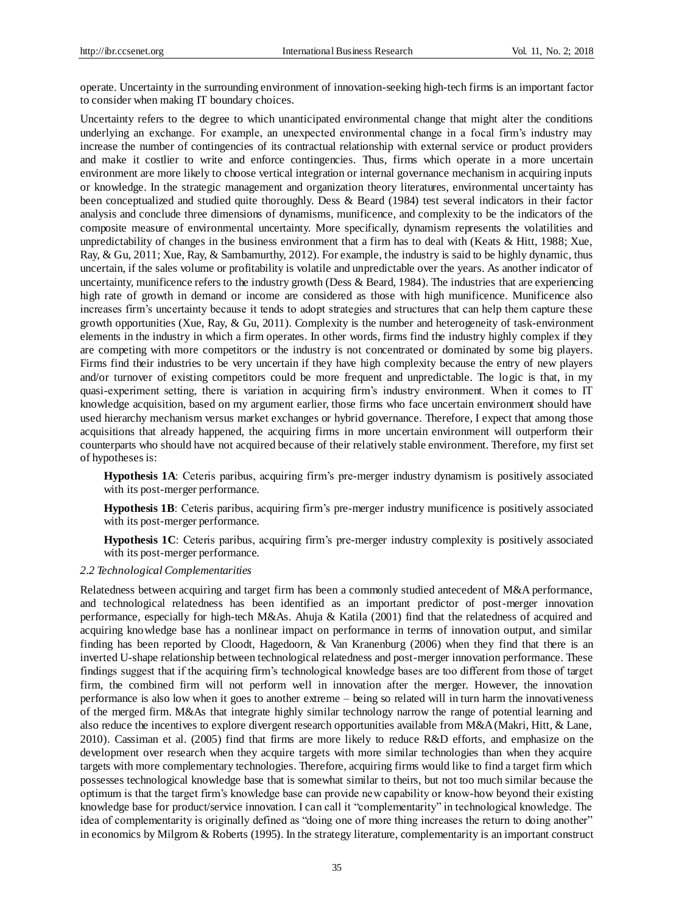operate. Uncertainty in the surrounding environment of innovation-seeking high-tech firms is an important factor to consider when making IT boundary choices.

Uncertainty refers to the degree to which unanticipated environmental change that might alter the conditions underlying an exchange. For example, an unexpected environmental change in a focal firm's industry may increase the number of contingencies of its contractual relationship with external service or product providers and make it costlier to write and enforce contingencies. Thus, firms which operate in a more uncertain environment are more likely to choose vertical integration or internal governance mechanism in acquiring inputs or knowledge. In the strategic management and organization theory literatures, environmental uncertainty has been conceptualized and studied quite thoroughly. Dess & Beard (1984) test several indicators in their factor analysis and conclude three dimensions of dynamisms, munificence, and complexity to be the indicators of the composite measure of environmental uncertainty. More specifically, dynamism represents the volatilities and unpredictability of changes in the business environment that a firm has to deal with (Keats & Hitt, 1988; Xue, Ray, & Gu, 2011; Xue, Ray, & Sambamurthy, 2012). For example, the industry is said to be highly dynamic, thus uncertain, if the sales volume or profitability is volatile and unpredictable over the years. As another indicator of uncertainty, munificence refers to the industry growth (Dess & Beard, 1984). The industries that are experiencing high rate of growth in demand or income are considered as those with high munificence. Munificence also increases firm's uncertainty because it tends to adopt strategies and structures that can help them capture these growth opportunities (Xue, Ray, & Gu, 2011). Complexity is the number and heterogeneity of task-environment elements in the industry in which a firm operates. In other words, firms find the industry highly complex if they are competing with more competitors or the industry is not concentrated or dominated by some big players. Firms find their industries to be very uncertain if they have high complexity because the entry of new players and/or turnover of existing competitors could be more frequent and unpredictable. The logic is that, in my quasi-experiment setting, there is variation in acquiring firm's industry environment. When it comes to IT knowledge acquisition, based on my argument earlier, those firms who face uncertain environment should have used hierarchy mechanism versus market exchanges or hybrid governance. Therefore, I expect that among those acquisitions that already happened, the acquiring firms in more uncertain environment will outperform their counterparts who should have not acquired because of their relatively stable environment. Therefore, my first set of hypotheses is:

> **Hypothesis 1A**: Ceteris paribus, acquiring firm's pre-merger industry dynamism is positively associated with its post-merger performance.
>
> **Hypothesis 1B**: Ceteris paribus, acquiring firm's pre-merger industry munificence is positively associated with its post-merger performance.
>
> **Hypothesis 1C**: Ceteris paribus, acquiring firm's pre-merger industry complexity is positively associated with its post-merger performance.

### *2.2 Technological Complementarities*

Relatedness between acquiring and target firm has been a commonly studied antecedent of M&A performance, and technological relatedness has been identified as an important predictor of post-merger innovation performance, especially for high-tech M&As. Ahuja & Katila (2001) find that the relatedness of acquired and acquiring knowledge base has a nonlinear impact on performance in terms of innovation output, and similar finding has been reported by Cloodt, Hagedoorn, & Van Kranenburg (2006) when they find that there is an inverted U-shape relationship between technological relatedness and post-merger innovation performance. These findings suggest that if the acquiring firm's technological knowledge bases are too different from those of target firm, the combined firm will not perform well in innovation after the merger. However, the innovation performance is also low when it goes to another extreme – being so related will in turn harm the innovativeness of the merged firm. M&As that integrate highly similar technology narrow the range of potential learning and also reduce the incentives to explore divergent research opportunities available from M&A (Makri, Hitt, & Lane, 2010). Cassiman et al. (2005) find that firms are more likely to reduce R&D efforts, and emphasize on the development over research when they acquire targets with more similar technologies than when they acquire targets with more complementary technologies. Therefore, acquiring firms would like to find a target firm which possesses technological knowledge base that is somewhat similar to theirs, but not too much similar because the optimum is that the target firm's knowledge base can provide new capability or know-how beyond their existing knowledge base for product/service innovation. I can call it "complementarity" in technological knowledge. The idea of complementarity is originally defined as "doing one of more thing increases the return to doing another" in economics by Milgrom & Roberts (1995). In the strategy literature, complementarity is an important construct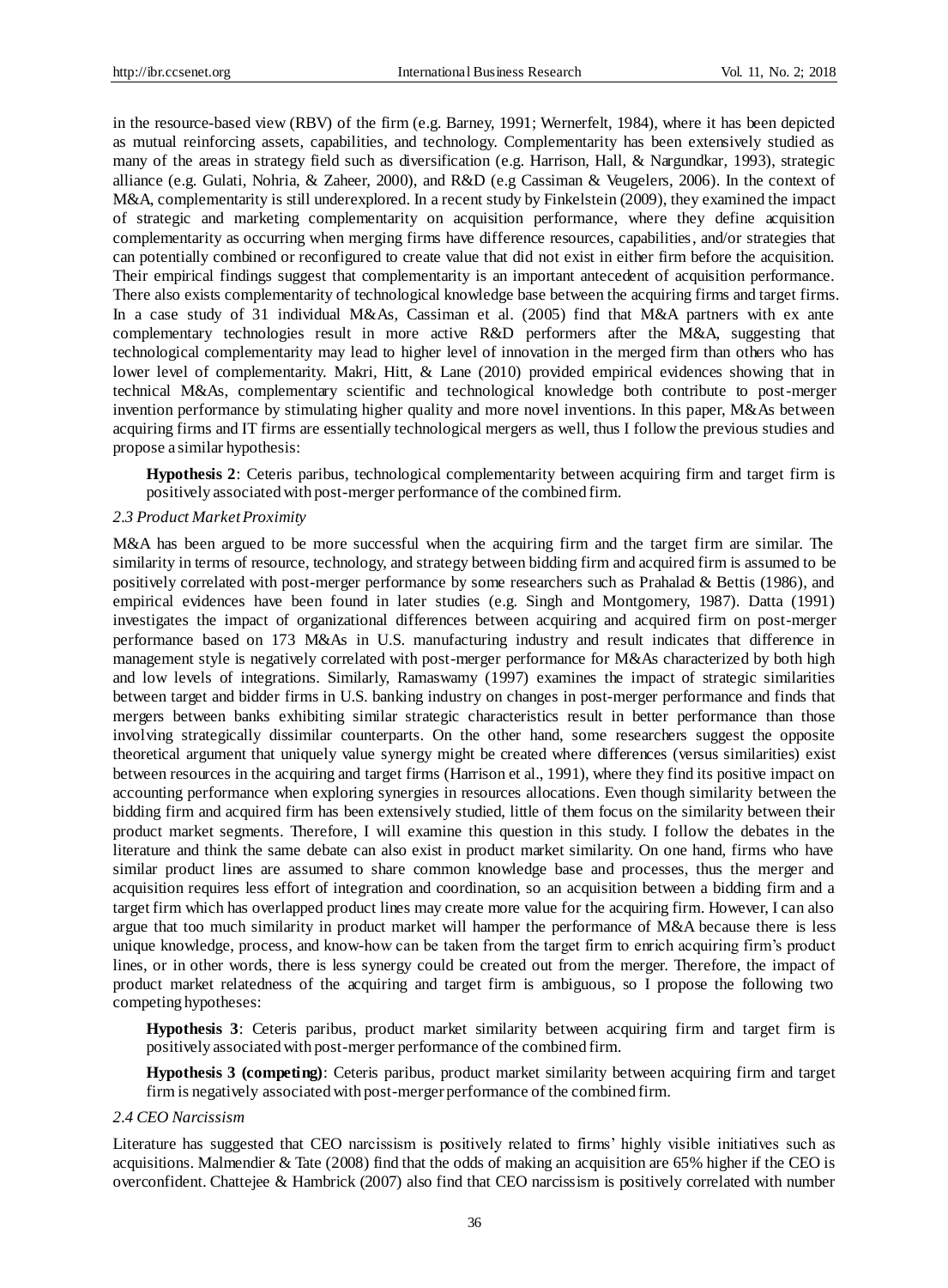in the resource-based view (RBV) of the firm (e.g. Barney, 1991; Wernerfelt, 1984), where it has been depicted as mutual reinforcing assets, capabilities, and technology. Complementarity has been extensively studied as many of the areas in strategy field such as diversification (e.g. Harrison, Hall, & Nargundkar, 1993), strategic alliance (e.g. Gulati, Nohria, & Zaheer, 2000), and R&D (e.g Cassiman & Veugelers, 2006). In the context of M&A, complementarity is still underexplored. In a recent study by Finkelstein (2009), they examined the impact of strategic and marketing complementarity on acquisition performance, where they define acquisition complementarity as occurring when merging firms have difference resources, capabilities, and/or strategies that can potentially combined or reconfigured to create value that did not exist in either firm before the acquisition. Their empirical findings suggest that complementarity is an important antecedent of acquisition performance. There also exists complementarity of technological knowledge base between the acquiring firms and target firms. In a case study of 31 individual M&As, Cassiman et al. (2005) find that M&A partners with ex ante complementary technologies result in more active R&D performers after the M&A, suggesting that technological complementarity may lead to higher level of innovation in the merged firm than others who has lower level of complementarity. Makri, Hitt, & Lane (2010) provided empirical evidences showing that in technical M&As, complementary scientific and technological knowledge both contribute to post-merger invention performance by stimulating higher quality and more novel inventions. In this paper, M&As between acquiring firms and IT firms are essentially technological mergers as well, thus I follow the previous studies and propose a similar hypothesis:

> **Hypothesis 2**: Ceteris paribus, technological complementarity between acquiring firm and target firm is positively associated with post-merger performance of the combined firm.

### *2.3 Product Market Proximity*

M&A has been argued to be more successful when the acquiring firm and the target firm are similar. The similarity in terms of resource, technology, and strategy between bidding firm and acquired firm is assumed to be positively correlated with post-merger performance by some researchers such as Prahalad & Bettis (1986), and empirical evidences have been found in later studies (e.g. Singh and Montgomery, 1987). Datta (1991) investigates the impact of organizational differences between acquiring and acquired firm on post-merger performance based on 173 M&As in U.S. manufacturing industry and result indicates that difference in management style is negatively correlated with post-merger performance for M&As characterized by both high and low levels of integrations. Similarly, Ramaswamy (1997) examines the impact of strategic similarities between target and bidder firms in U.S. banking industry on changes in post-merger performance and finds that mergers between banks exhibiting similar strategic characteristics result in better performance than those involving strategically dissimilar counterparts. On the other hand, some researchers suggest the opposite theoretical argument that uniquely value synergy might be created where differences (versus similarities) exist between resources in the acquiring and target firms (Harrison et al., 1991), where they find its positive impact on accounting performance when exploring synergies in resources allocations. Even though similarity between the bidding firm and acquired firm has been extensively studied, little of them focus on the similarity between their product market segments. Therefore, I will examine this question in this study. I follow the debates in the literature and think the same debate can also exist in product market similarity. On one hand, firms who have similar product lines are assumed to share common knowledge base and processes, thus the merger and acquisition requires less effort of integration and coordination, so an acquisition between a bidding firm and a target firm which has overlapped product lines may create more value for the acquiring firm. However, I can also argue that too much similarity in product market will hamper the performance of M&A because there is less unique knowledge, process, and know-how can be taken from the target firm to enrich acquiring firm's product lines, or in other words, there is less synergy could be created out from the merger. Therefore, the impact of product market relatedness of the acquiring and target firm is ambiguous, so I propose the following two competing hypotheses:

> **Hypothesis 3**: Ceteris paribus, product market similarity between acquiring firm and target firm is positively associated with post-merger performance of the combined firm.

> **Hypothesis 3 (competing)**: Ceteris paribus, product market similarity between acquiring firm and target firm is negatively associated with post-merger performance of the combined firm.

### *2.4 CEO Narcissism*

Literature has suggested that CEO narcissism is positively related to firms' highly visible initiatives such as acquisitions. Malmendier & Tate (2008) find that the odds of making an acquisition are 65% higher if the CEO is overconfident. Chattejee & Hambrick (2007) also find that CEO narcissism is positively correlated with number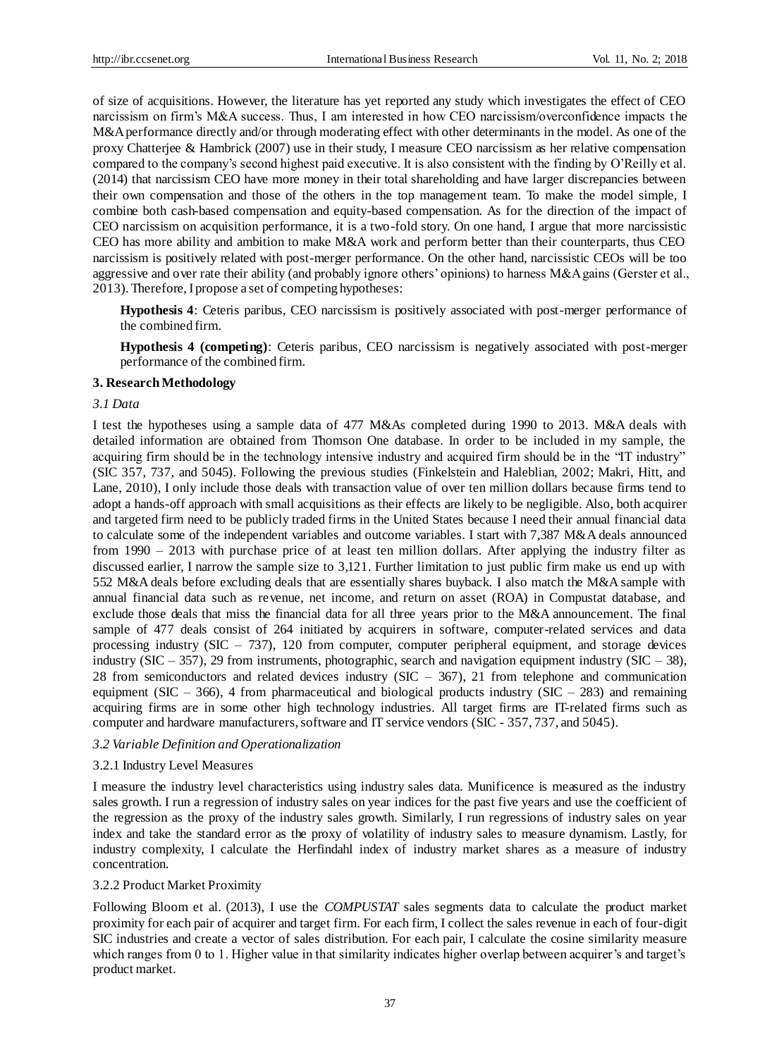of size of acquisitions. However, the literature has yet reported any study which investigates the effect of CEO narcissism on firm's M&A success. Thus, I am interested in how CEO narcissism/overconfidence impacts the M&A performance directly and/or through moderating effect with other determinants in the model. As one of the proxy Chatterjee & Hambrick (2007) use in their study, I measure CEO narcissism as her relative compensation compared to the company's second highest paid executive. It is also consistent with the finding by O'Reilly et al. (2014) that narcissism CEO have more money in their total shareholding and have larger discrepancies between their own compensation and those of the others in the top management team. To make the model simple, I combine both cash-based compensation and equity-based compensation. As for the direction of the impact of CEO narcissism on acquisition performance, it is a two-fold story. On one hand, I argue that more narcissistic CEO has more ability and ambition to make M&A work and perform better than their counterparts, thus CEO narcissism is positively related with post-merger performance. On the other hand, narcissistic CEOs will be too aggressive and over rate their ability (and probably ignore others' opinions) to harness M&A gains (Gerster et al., 2013). Therefore, I propose a set of competing hypotheses:

> **Hypothesis 4**: Ceteris paribus, CEO narcissism is positively associated with post-merger performance of the combined firm.
>
> **Hypothesis 4 (competing)**: Ceteris paribus, CEO narcissism is negatively associated with post-merger performance of the combined firm.

## 3. Research Methodology

### *3.1 Data*

I test the hypotheses using a sample data of 477 M&As completed during 1990 to 2013. M&A deals with detailed information are obtained from Thomson One database. In order to be included in my sample, the acquiring firm should be in the technology intensive industry and acquired firm should be in the "IT industry" (SIC 357, 737, and 5045). Following the previous studies (Finkelstein and Haleblian, 2002; Makri, Hitt, and Lane, 2010), I only include those deals with transaction value of over ten million dollars because firms tend to adopt a hands-off approach with small acquisitions as their effects are likely to be negligible. Also, both acquirer and targeted firm need to be publicly traded firms in the United States because I need their annual financial data to calculate some of the independent variables and outcome variables. I start with 7,387 M&A deals announced from 1990 – 2013 with purchase price of at least ten million dollars. After applying the industry filter as discussed earlier, I narrow the sample size to 3,121. Further limitation to just public firm make us end up with 552 M&A deals before excluding deals that are essentially shares buyback. I also match the M&A sample with annual financial data such as revenue, net income, and return on asset (ROA) in Compustat database, and exclude those deals that miss the financial data for all three years prior to the M&A announcement. The final sample of 477 deals consist of 264 initiated by acquirers in software, computer-related services and data processing industry (SIC – 737), 120 from computer, computer peripheral equipment, and storage devices industry (SIC – 357), 29 from instruments, photographic, search and navigation equipment industry (SIC – 38), 28 from semiconductors and related devices industry (SIC – 367), 21 from telephone and communication equipment (SIC – 366), 4 from pharmaceutical and biological products industry (SIC – 283) and remaining acquiring firms are in some other high technology industries. All target firms are IT-related firms such as computer and hardware manufacturers, software and IT service vendors (SIC - 357, 737, and 5045).

### *3.2 Variable Definition and Operationalization*

#### 3.2.1 Industry Level Measures

I measure the industry level characteristics using industry sales data. Munificence is measured as the industry sales growth. I run a regression of industry sales on year indices for the past five years and use the coefficient of the regression as the proxy of the industry sales growth. Similarly, I run regressions of industry sales on year index and take the standard error as the proxy of volatility of industry sales to measure dynamism. Lastly, for industry complexity, I calculate the Herfindahl index of industry market shares as a measure of industry concentration.

#### 3.2.2 Product Market Proximity

Following Bloom et al. (2013), I use the *COMPUSTAT* sales segments data to calculate the product market proximity for each pair of acquirer and target firm. For each firm, I collect the sales revenue in each of four-digit SIC industries and create a vector of sales distribution. For each pair, I calculate the cosine similarity measure which ranges from 0 to 1. Higher value in that similarity indicates higher overlap between acquirer's and target's product market.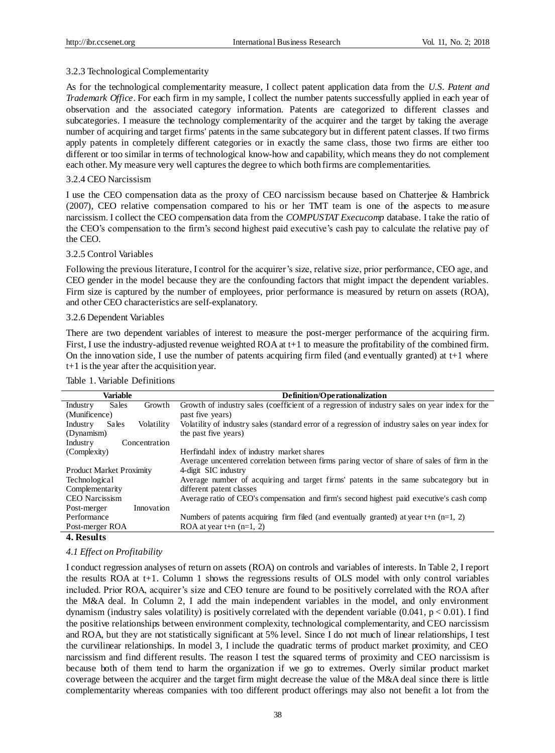### 3.2.3 Technological Complementarity

As for the technological complementarity measure, I collect patent application data from the *U.S. Patent and Trademark Office*. For each firm in my sample, I collect the number patents successfully applied in each year of observation and the associated category information. Patents are categorized to different classes and subcategories. I measure the technology complementarity of the acquirer and the target by taking the average number of acquiring and target firms' patents in the same subcategory but in different patent classes. If two firms apply patents in completely different categories or in exactly the same class, those two firms are either too different or too similar in terms of technological know-how and capability, which means they do not complement each other. My measure very well captures the degree to which both firms are complementarities.

### 3.2.4 CEO Narcissism

I use the CEO compensation data as the proxy of CEO narcissism because based on Chatterjee & Hambrick (2007), CEO relative compensation compared to his or her TMT team is one of the aspects to measure narcissism. I collect the CEO compensation data from the *COMPUSTAT Execucomp* database. I take the ratio of the CEO's compensation to the firm's second highest paid executive's cash pay to calculate the relative pay of the CEO.

### 3.2.5 Control Variables

Following the previous literature, I control for the acquirer's size, relative size, prior performance, CEO age, and CEO gender in the model because they are the confounding factors that might impact the dependent variables. Firm size is captured by the number of employees, prior performance is measured by return on assets (ROA), and other CEO characteristics are self-explanatory.

### 3.2.6 Dependent Variables

There are two dependent variables of interest to measure the post-merger performance of the acquiring firm. First, I use the industry-adjusted revenue weighted ROA at t+1 to measure the profitability of the combined firm. On the innovation side, I use the number of patents acquiring firm filed (and eventually granted) at t+1 where t+1 is the year after the acquisition year.

Table 1. Variable Definitions

| Variable | Definition/Operationalization |
|---|---|
| Industry Sales Growth (Munificence) | Growth of industry sales (coefficient of a regression of industry sales on year index for the past five years) |
| Industry Sales Volatility (Dynamism) | Volatility of industry sales (standard error of a regression of industry sales on year index for the past five years) |
| Industry Concentration (Complexity) | Herfindahl index of industry market shares |
| Product Market Proximity | Average uncentered correlation between firms paring vector of share of sales of firm in the 4-digit SIC industry |
| Technological Complementarity | Average number of acquiring and target firms' patents in the same subcategory but in different patent classes |
| CEO Narcissism | Average ratio of CEO's compensation and firm's second highest paid executive's cash comp |
| Post-merger Innovation Performance | Numbers of patents acquiring firm filed (and eventually granted) at year t+n (n=1, 2) |
| Post-merger ROA | ROA at year t+n (n=1, 2) |

## 4. Results

### *4.1 Effect on Profitability*

I conduct regression analyses of return on assets (ROA) on controls and variables of interests. In Table 2, I report the results ROA at t+1. Column 1 shows the regressions results of OLS model with only control variables included. Prior ROA, acquirer's size and CEO tenure are found to be positively correlated with the ROA after the M&A deal. In Column 2, I add the main independent variables in the model, and only environment dynamism (industry sales volatility) is positively correlated with the dependent variable (0.041, $p < 0.01$). I find the positive relationships between environment complexity, technological complementarity, and CEO narcissism and ROA, but they are not statistically significant at 5% level. Since I do not much of linear relationships, I test the curvilinear relationships. In model 3, I include the quadratic terms of product market proximity, and CEO narcissism and find different results. The reason I test the squared terms of proximity and CEO narcissism is because both of them tend to harm the organization if we go to extremes. Overly similar product market coverage between the acquirer and the target firm might decrease the value of the M&A deal since there is little complementarity whereas companies with too different product offerings may also not benefit a lot from the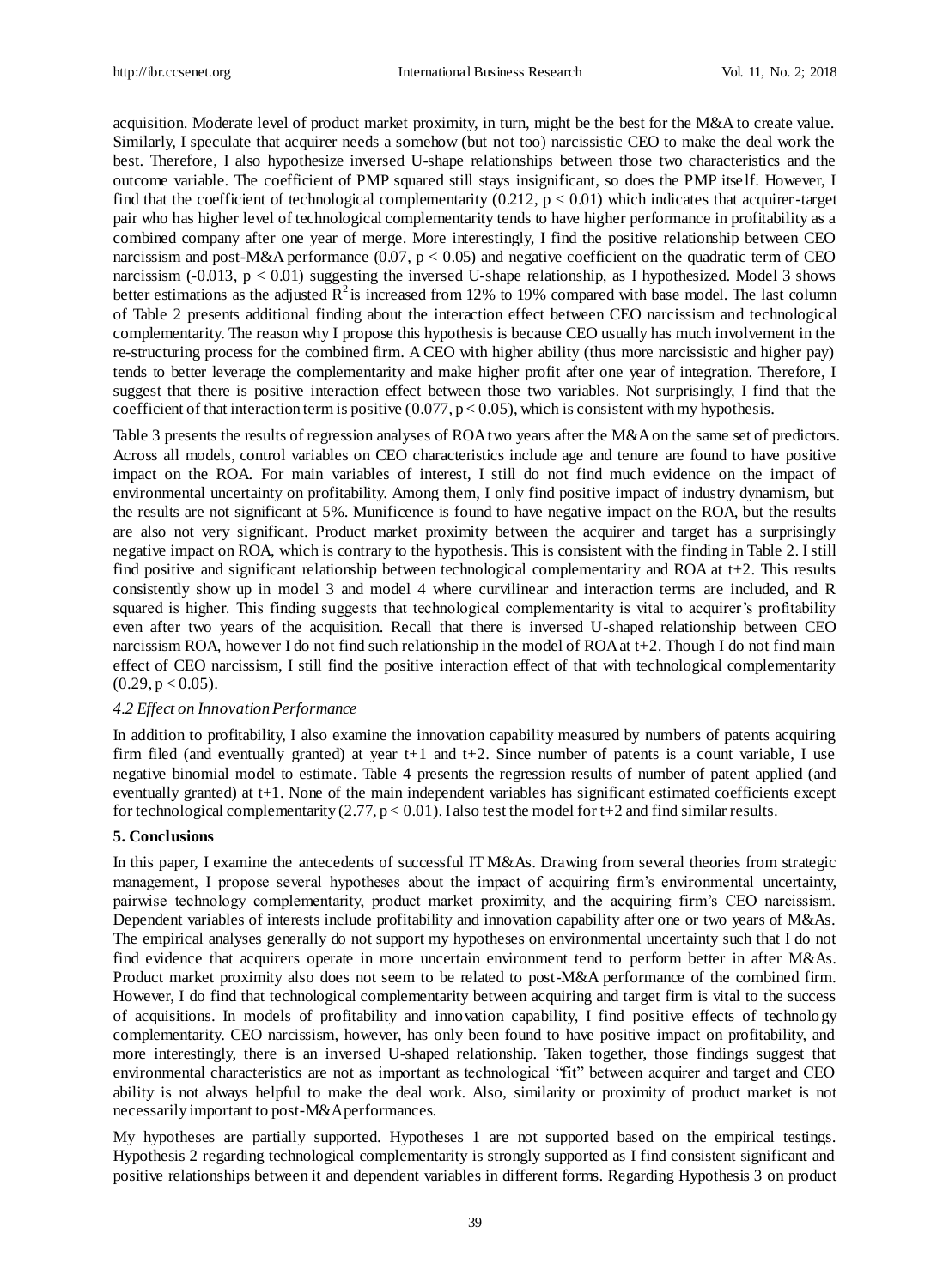acquisition. Moderate level of product market proximity, in turn, might be the best for the M&A to create value. Similarly, I speculate that acquirer needs a somehow (but not too) narcissistic CEO to make the deal work the best. Therefore, I also hypothesize inversed U-shape relationships between those two characteristics and the outcome variable. The coefficient of PMP squared still stays insignificant, so does the PMP itself. However, I find that the coefficient of technological complementarity (0.212, $p < 0.01$) which indicates that acquirer-target pair who has higher level of technological complementarity tends to have higher performance in profitability as a combined company after one year of merge. More interestingly, I find the positive relationship between CEO narcissism and post-M&A performance (0.07, $p < 0.05$) and negative coefficient on the quadratic term of CEO narcissism (-0.013, $p < 0.01$) suggesting the inversed U-shape relationship, as I hypothesized. Model 3 shows better estimations as the adjusted $R^2$ is increased from 12% to 19% compared with base model. The last column of Table 2 presents additional finding about the interaction effect between CEO narcissism and technological complementarity. The reason why I propose this hypothesis is because CEO usually has much involvement in the re-structuring process for the combined firm. A CEO with higher ability (thus more narcissistic and higher pay) tends to better leverage the complementarity and make higher profit after one year of integration. Therefore, I suggest that there is positive interaction effect between those two variables. Not surprisingly, I find that the coefficient of that interaction term is positive (0.077, $p < 0.05$), which is consistent with my hypothesis.

Table 3 presents the results of regression analyses of ROA two years after the M&A on the same set of predictors. Across all models, control variables on CEO characteristics include age and tenure are found to have positive impact on the ROA. For main variables of interest, I still do not find much evidence on the impact of environmental uncertainty on profitability. Among them, I only find positive impact of industry dynamism, but the results are not significant at 5%. Munificence is found to have negative impact on the ROA, but the results are also not very significant. Product market proximity between the acquirer and target has a surprisingly negative impact on ROA, which is contrary to the hypothesis. This is consistent with the finding in Table 2. I still find positive and significant relationship between technological complementarity and ROA at t+2. This results consistently show up in model 3 and model 4 where curvilinear and interaction terms are included, and R squared is higher. This finding suggests that technological complementarity is vital to acquirer's profitability even after two years of the acquisition. Recall that there is inversed U-shaped relationship between CEO narcissism ROA, however I do not find such relationship in the model of ROA at t+2. Though I do not find main effect of CEO narcissism, I still find the positive interaction effect of that with technological complementarity (0.29, $p < 0.05$).

### 4.2 Effect on Innovation Performance

In addition to profitability, I also examine the innovation capability measured by numbers of patents acquiring firm filed (and eventually granted) at year t+1 and t+2. Since number of patents is a count variable, I use negative binomial model to estimate. Table 4 presents the regression results of number of patent applied (and eventually granted) at t+1. None of the main independent variables has significant estimated coefficients except for technological complementarity (2.77, $p < 0.01$). I also test the model for t+2 and find similar results.

## 5. Conclusions

In this paper, I examine the antecedents of successful IT M&As. Drawing from several theories from strategic management, I propose several hypotheses about the impact of acquiring firm's environmental uncertainty, pairwise technology complementarity, product market proximity, and the acquiring firm's CEO narcissism. Dependent variables of interests include profitability and innovation capability after one or two years of M&As. The empirical analyses generally do not support my hypotheses on environmental uncertainty such that I do not find evidence that acquirers operate in more uncertain environment tend to perform better in after M&As. Product market proximity also does not seem to be related to post-M&A performance of the combined firm. However, I do find that technological complementarity between acquiring and target firm is vital to the success of acquisitions. In models of profitability and innovation capability, I find positive effects of technology complementarity. CEO narcissism, however, has only been found to have positive impact on profitability, and more interestingly, there is an inversed U-shaped relationship. Taken together, those findings suggest that environmental characteristics are not as important as technological "fit" between acquirer and target and CEO ability is not always helpful to make the deal work. Also, similarity or proximity of product market is not necessarily important to post-M&A performances.

My hypotheses are partially supported. Hypotheses 1 are not supported based on the empirical testings. Hypothesis 2 regarding technological complementarity is strongly supported as I find consistent significant and positive relationships between it and dependent variables in different forms. Regarding Hypothesis 3 on product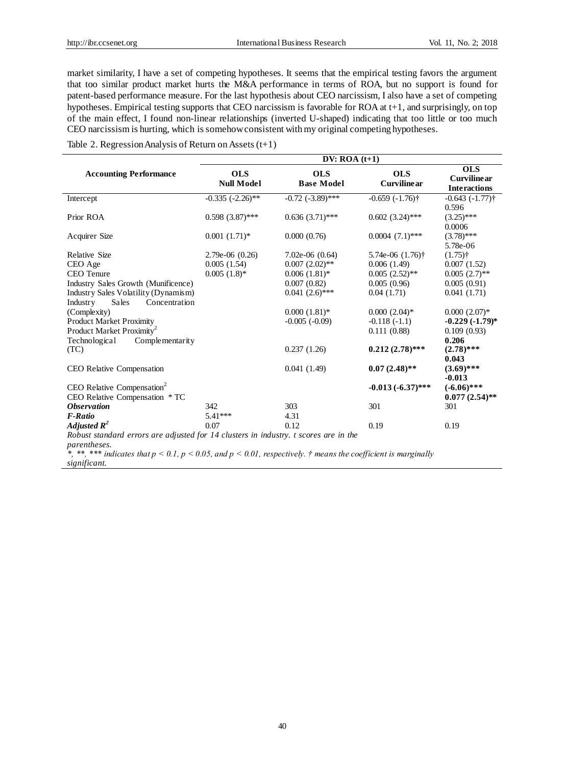market similarity, I have a set of competing hypotheses. It seems that the empirical testing favors the argument that too similar product market hurts the M&A performance in terms of ROA, but no support is found for patent-based performance measure. For the last hypothesis about CEO narcissism, I also have a set of competing hypotheses. Empirical testing supports that CEO narcissism is favorable for ROA at t+1, and surprisingly, on top of the main effect, I found non-linear relationships (inverted U-shaped) indicating that too little or too much CEO narcissism is hurting, which is somehow consistent with my original competing hypotheses.

Table 2. Regression Analysis of Return on Assets (t+1)

| Accounting Performance | DV: ROA (t+1) | | | |
|---|---|---|---|---|
| | **OLS Null Model** | **OLS Base Model** | **OLS Curvilinear** | **OLS Curvilinear Interactions** |
| Intercept | -0.335 (-2.26)** | -0.72 (-3.89)*** | -0.659 (-1.76)† | -0.643 (-1.77)† |
| Prior ROA | 0.598 (3.87)*** | 0.636 (3.71)*** | 0.602 (3.24)*** | 0.596 (3.25)*** |
| Acquirer Size | 0.001 (1.71)* | 0.000 (0.76) | 0.0004 (7.1)*** | 0.0006 (3.78)*** |
| Relative Size | 2.79e-06 (0.26) | 7.02e-06 (0.64) | 5.74e-06 (1.76)† | 5.78e-06 (1.75)† |
| CEO Age | 0.005 (1.54) | 0.007 (2.02)** | 0.006 (1.49) | 0.007 (1.52) |
| CEO Tenure | 0.005 (1.8)* | 0.006 (1.81)* | 0.005 (2.52)** | 0.005 (2.7)** |
| Industry Sales Growth (Munificence) | | 0.007 (0.82) | 0.005 (0.96) | 0.005 (0.91) |
| Industry Sales Volatility (Dynamism) | | 0.041 (2.6)*** | 0.04 (1.71) | 0.041 (1.71) |
| Industry Sales Concentration (Complexity) | | 0.000 (1.81)* | 0.000 (2.04)* | 0.000 (2.07)* |
| Product Market Proximity | | -0.005 (-0.09) | -0.118 (-1.1) | **-0.229 (-1.79)*** |
| Product Market Proximity$^2$ | | | 0.111 (0.88) | 0.109 (0.93) |
| Technological Complementarity (TC) | | 0.237 (1.26) | **0.212 (2.78)***** | **0.206 (2.78)***** |
| CEO Relative Compensation | | 0.041 (1.49) | **0.07 (2.48)**** | **0.043 (3.69)***** |
| CEO Relative Compensation$^2$ | | | **-0.013 (-6.37)***** | **-0.013 (-6.06)***** |
| CEO Relative Compensation * TC | | | | **0.077 (2.54)**** |
| ***Observation*** | 342 | 303 | 301 | 301 |
| ***F-Ratio*** | 5.41*** | 4.31 | | |
| ***Adjusted $R^2$*** | 0.07 | 0.12 | 0.19 | 0.19 |

*Robust standard errors are adjusted for 14 clusters in industry. t scores are in the parentheses.*

*\*, \*\*, \*\*\* indicates that $p < 0.1$, $p < 0.05$, and $p < 0.01$, respectively. † means the coefficient is marginally significant.*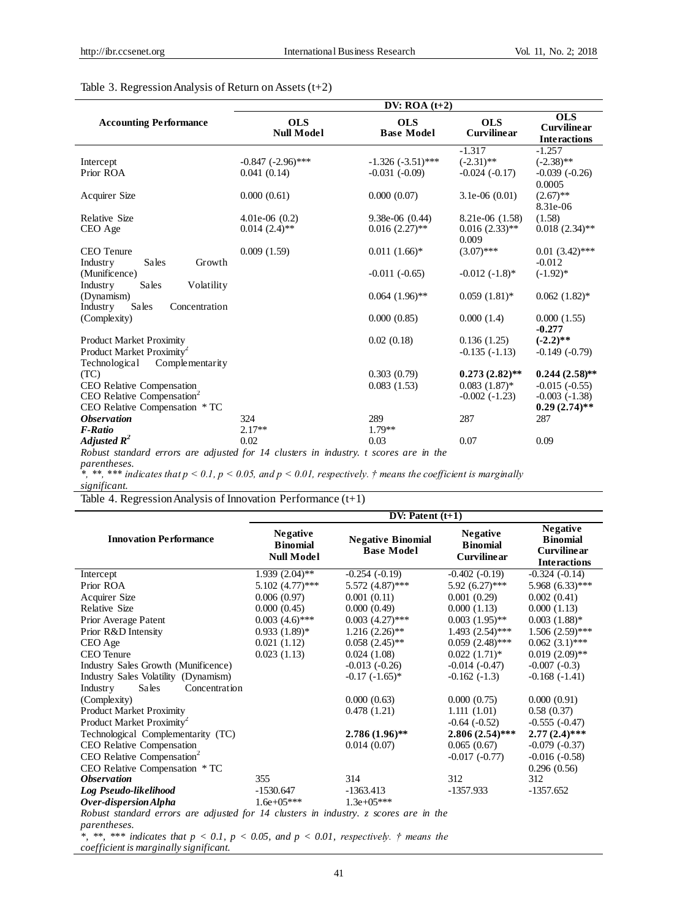Table 3. Regression Analysis of Return on Assets (t+2)

| Accounting Performance | DV: ROA (t+2) | | | |
|---|---|---|---|---|
| | **OLS Null Model** | **OLS Base Model** | **OLS Curvilinear** | **OLS Curvilinear Interactions** |
| Intercept | -0.847 (-2.96)*** | -1.326 (-3.51)*** | -1.317 (-2.31)** | -1.257 (-2.38)** |
| Prior ROA | 0.041 (0.14) | -0.031 (-0.09) | -0.024 (-0.17) | -0.039 (-0.26) |
| Acquirer Size | 0.000 (0.61) | 0.000 (0.07) | 3.1e-06 (0.01) | 0.0005 (2.67)** |
| Relative Size | 4.01e-06 (0.2) | 9.38e-06 (0.44) | 8.21e-06 (1.58) | 8.31e-06 (1.58) |
| CEO Age | 0.014 (2.4)** | 0.016 (2.27)** | 0.016 (2.33)** | 0.018 (2.34)** |
| CEO Tenure | 0.009 (1.59) | 0.011 (1.66)* | 0.009 (3.07)*** | 0.01 (3.42)*** |
| Industry Sales Growth (Munificence) | | -0.011 (-0.65) | -0.012 (-1.8)* | -0.012 (-1.92)* |
| Industry Sales Volatility (Dynamism) | | 0.064 (1.96)** | 0.059 (1.81)* | 0.062 (1.82)* |
| Industry Sales Concentration (Complexity) | | 0.000 (0.85) | 0.000 (1.4) | 0.000 (1.55) |
| Product Market Proximity | | 0.02 (0.18) | 0.136 (1.25) | **-0.277 (-2.2)\*\*** |
| Product Market Proximity$^2$ | | | -0.135 (-1.13) | -0.149 (-0.79) |
| Technological Complementarity (TC) | | 0.303 (0.79) | **0.273 (2.82)\*\*** | **0.244 (2.58)\*\*** |
| CEO Relative Compensation | | 0.083 (1.53) | 0.083 (1.87)* | -0.015 (-0.55) |
| CEO Relative Compensation$^2$ | | | -0.002 (-1.23) | -0.003 (-1.38) |
| CEO Relative Compensation * TC | | | | **0.29 (2.74)\*\*** |
| ***Observation*** | 324 | 289 | 287 | 287 |
| ***F-Ratio*** | 2.17** | 1.79** | | |
| ***Adjusted $R^2$*** | 0.02 | 0.03 | 0.07 | 0.09 |

*Robust standard errors are adjusted for 14 clusters in industry. t scores are in the parentheses.*
*\*, \*\*, \*\*\* indicates that $p < 0.1$, $p < 0.05$, and $p < 0.01$, respectively. † means the coefficient is marginally significant.*

Table 4. Regression Analysis of Innovation Performance (t+1)

| Innovation Performance | DV: Patent (t+1) | | | |
|---|---|---|---|---|
| | **Negative Binomial Null Model** | **Negative Binomial Base Model** | **Negative Binomial Curvilinear** | **Negative Binomial Curvilinear Interactions** |
| Intercept | 1.939 (2.04)** | -0.254 (-0.19) | -0.402 (-0.19) | -0.324 (-0.14) |
| Prior ROA | 5.102 (4.77)*** | 5.572 (4.87)*** | 5.92 (6.27)*** | 5.968 (6.33)*** |
| Acquirer Size | 0.006 (0.97) | 0.001 (0.11) | 0.001 (0.29) | 0.002 (0.41) |
| Relative Size | 0.000 (0.45) | 0.000 (0.49) | 0.000 (1.13) | 0.000 (1.13) |
| Prior Average Patent | 0.003 (4.6)*** | 0.003 (4.27)*** | 0.003 (1.95)** | 0.003 (1.88)* |
| Prior R&D Intensity | 0.933 (1.89)* | 1.216 (2.26)** | 1.493 (2.54)*** | 1.506 (2.59)*** |
| CEO Age | 0.021 (1.12) | 0.058 (2.45)** | 0.059 (2.48)*** | 0.062 (3.1)*** |
| CEO Tenure | 0.023 (1.13) | 0.024 (1.08) | 0.022 (1.71)* | 0.019 (2.09)** |
| Industry Sales Growth (Munificence) | | -0.013 (-0.26) | -0.014 (-0.47) | -0.007 (-0.3) |
| Industry Sales Volatility (Dynamism) | | -0.17 (-1.65)* | -0.162 (-1.3) | -0.168 (-1.41) |
| Industry Sales Concentration (Complexity) | | 0.000 (0.63) | 0.000 (0.75) | 0.000 (0.91) |
| Product Market Proximity | | 0.478 (1.21) | 1.111 (1.01) | 0.58 (0.37) |
| Product Market Proximity$^2$ | | | -0.64 (-0.52) | -0.555 (-0.47) |
| Technological Complementarity (TC) | | **2.786 (1.96)\*\*** | **2.806 (2.54)\*\*\*** | **2.77 (2.4)\*\*\*** |
| CEO Relative Compensation | | 0.014 (0.07) | 0.065 (0.67) | -0.079 (-0.37) |
| CEO Relative Compensation$^2$ | | | -0.017 (-0.77) | -0.016 (-0.58) |
| CEO Relative Compensation * TC | | | | 0.296 (0.56) |
| ***Observation*** | 355 | 314 | 312 | 312 |
| ***Log Pseudo-likelihood*** | -1530.647 | -1363.413 | -1357.933 | -1357.652 |
| ***Over-dispersion Alpha*** | 1.6e+05*** | 1.3e+05*** | | |

*Robust standard errors are adjusted for 14 clusters in industry. z scores are in the parentheses.*
*\*, \*\*, \*\*\* indicates that $p < 0.1$, $p < 0.05$, and $p < 0.01$, respectively. † means the coefficient is marginally significant.*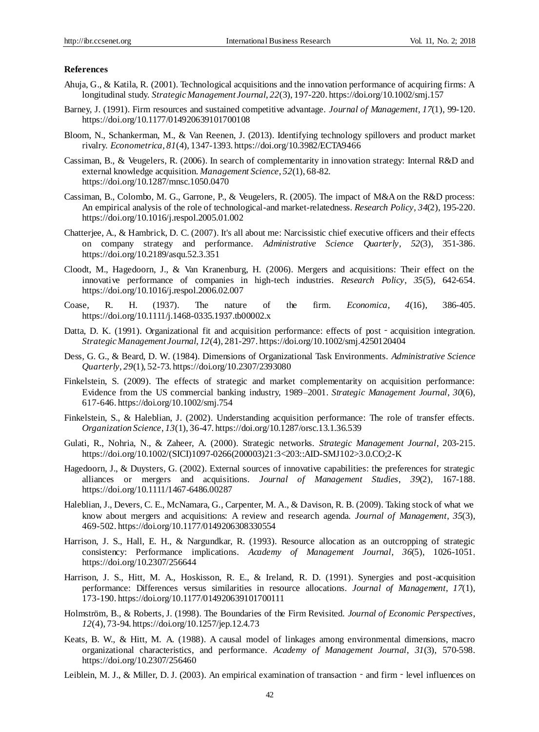**References**

Ahuja, G., & Katila, R. (2001). Technological acquisitions and the innovation performance of acquiring firms: A longitudinal study. *Strategic Management Journal*, *22*(3), 197-220. https://doi.org/10.1002/smj.157

Barney, J. (1991). Firm resources and sustained competitive advantage. *Journal of Management*, *17*(1), 99-120. https://doi.org/10.1177/014920639101700108

Bloom, N., Schankerman, M., & Van Reenen, J. (2013). Identifying technology spillovers and product market rivalry. *Econometrica*, *81*(4), 1347-1393. https://doi.org/10.3982/ECTA9466

Cassiman, B., & Veugelers, R. (2006). In search of complementarity in innovation strategy: Internal R&D and external knowledge acquisition. *Management Science*, *52*(1), 68-82. https://doi.org/10.1287/mnsc.1050.0470

Cassiman, B., Colombo, M. G., Garrone, P., & Veugelers, R. (2005). The impact of M&A on the R&D process: An empirical analysis of the role of technological-and market-relatedness. *Research Policy*, *34*(2), 195-220. https://doi.org/10.1016/j.respol.2005.01.002

Chatterjee, A., & Hambrick, D. C. (2007). It's all about me: Narcissistic chief executive officers and their effects on company strategy and performance. *Administrative Science Quarterly*, *52*(3), 351-386. https://doi.org/10.2189/asqu.52.3.351

Cloodt, M., Hagedoorn, J., & Van Kranenburg, H. (2006). Mergers and acquisitions: Their effect on the innovative performance of companies in high-tech industries. *Research Policy*, *35*(5), 642-654. https://doi.org/10.1016/j.respol.2006.02.007

Coase, R. H. (1937). The nature of the firm. *Economica*, *4*(16), 386-405. https://doi.org/10.1111/j.1468-0335.1937.tb00002.x

Datta, D. K. (1991). Organizational fit and acquisition performance: effects of post‐acquisition integration. *Strategic Management Journal*, *12*(4), 281-297. https://doi.org/10.1002/smj.4250120404

Dess, G. G., & Beard, D. W. (1984). Dimensions of Organizational Task Environments. *Administrative Science Quarterly*, *29*(1), 52-73. https://doi.org/10.2307/2393080

Finkelstein, S. (2009). The effects of strategic and market complementarity on acquisition performance: Evidence from the US commercial banking industry, 1989–2001. *Strategic Management Journal*, *30*(6), 617-646. https://doi.org/10.1002/smj.754

Finkelstein, S., & Haleblian, J. (2002). Understanding acquisition performance: The role of transfer effects. *Organization Science*, *13*(1), 36-47. https://doi.org/10.1287/orsc.13.1.36.539

Gulati, R., Nohria, N., & Zaheer, A. (2000). Strategic networks. *Strategic Management Journal*, 203-215. https://doi.org/10.1002/(SICI)1097-0266(200003)21:3<203::AID-SMJ102>3.0.CO;2-K

Hagedoorn, J., & Duysters, G. (2002). External sources of innovative capabilities: the preferences for strategic alliances or mergers and acquisitions. *Journal of Management Studies*, *39*(2), 167-188. https://doi.org/10.1111/1467-6486.00287

Haleblian, J., Devers, C. E., McNamara, G., Carpenter, M. A., & Davison, R. B. (2009). Taking stock of what we know about mergers and acquisitions: A review and research agenda. *Journal of Management*, *35*(3), 469-502. https://doi.org/10.1177/0149206308330554

Harrison, J. S., Hall, E. H., & Nargundkar, R. (1993). Resource allocation as an outcropping of strategic consistency: Performance implications. *Academy of Management Journal*, *36*(5), 1026-1051. https://doi.org/10.2307/256644

Harrison, J. S., Hitt, M. A., Hoskisson, R. E., & Ireland, R. D. (1991). Synergies and post-acquisition performance: Differences versus similarities in resource allocations. *Journal of Management*, *17*(1), 173-190. https://doi.org/10.1177/014920639101700111

Holmström, B., & Roberts, J. (1998). The Boundaries of the Firm Revisited. *Journal of Economic Perspectives*, *12*(4), 73-94. https://doi.org/10.1257/jep.12.4.73

Keats, B. W., & Hitt, M. A. (1988). A causal model of linkages among environmental dimensions, macro organizational characteristics, and performance. *Academy of Management Journal*, *31*(3), 570-598. https://doi.org/10.2307/256460

Leiblein, M. J., & Miller, D. J. (2003). An empirical examination of transaction‐ and firm‐level influences on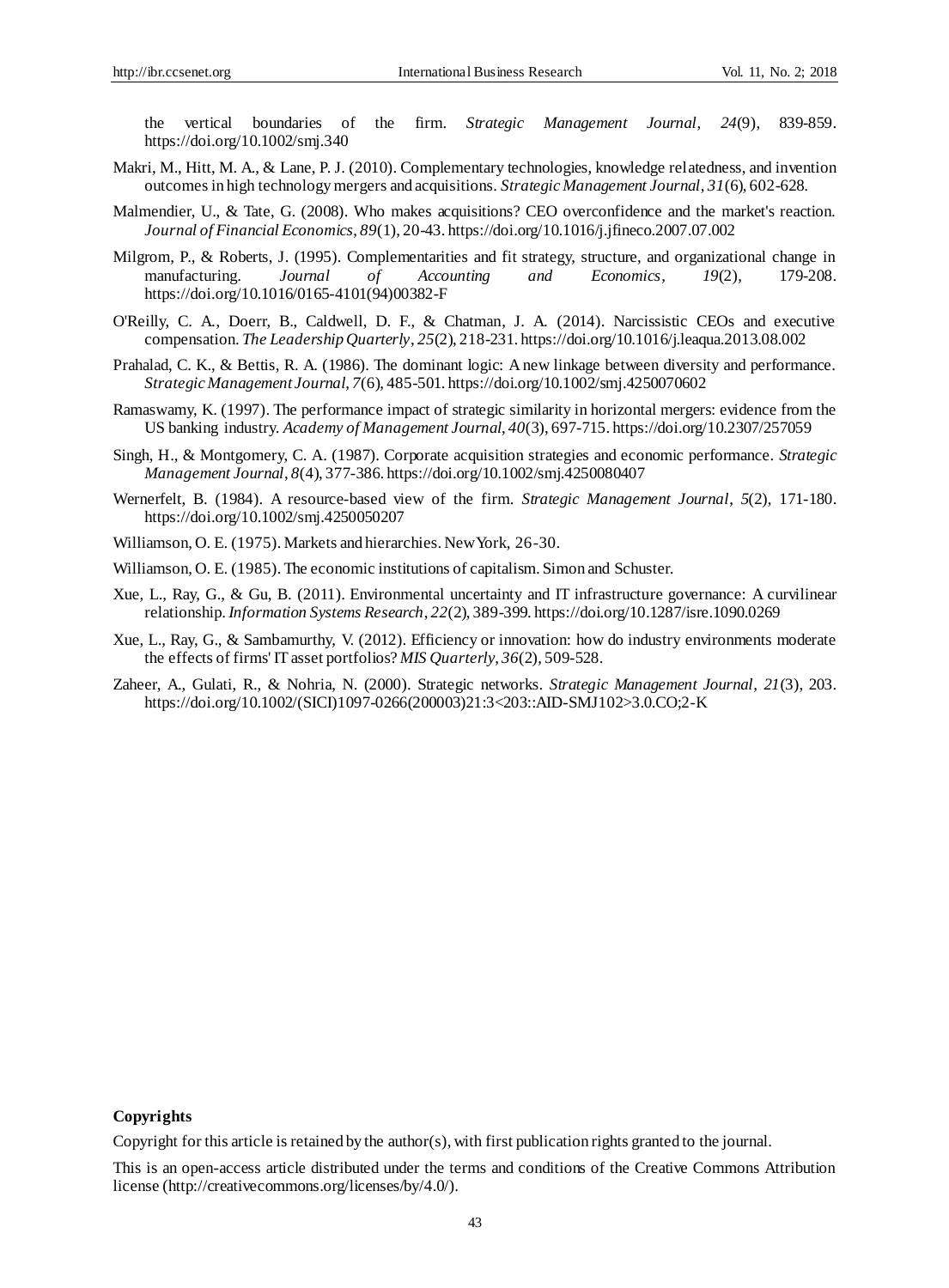the vertical boundaries of the firm. *Strategic Management Journal*, *24*(9), 839-859. https://doi.org/10.1002/smj.340

Makri, M., Hitt, M. A., & Lane, P. J. (2010). Complementary technologies, knowledge relatedness, and invention outcomes in high technology mergers and acquisitions. *Strategic Management Journal*, *31*(6), 602-628.

Malmendier, U., & Tate, G. (2008). Who makes acquisitions? CEO overconfidence and the market's reaction. *Journal of Financial Economics*, *89*(1), 20-43. https://doi.org/10.1016/j.jfineco.2007.07.002

Milgrom, P., & Roberts, J. (1995). Complementarities and fit strategy, structure, and organizational change in manufacturing. *Journal of Accounting and Economics*, *19*(2), 179-208. https://doi.org/10.1016/0165-4101(94)00382-F

O'Reilly, C. A., Doerr, B., Caldwell, D. F., & Chatman, J. A. (2014). Narcissistic CEOs and executive compensation. *The Leadership Quarterly*, *25*(2), 218-231. https://doi.org/10.1016/j.leaqua.2013.08.002

Prahalad, C. K., & Bettis, R. A. (1986). The dominant logic: A new linkage between diversity and performance. *Strategic Management Journal*, *7*(6), 485-501. https://doi.org/10.1002/smj.4250070602

Ramaswamy, K. (1997). The performance impact of strategic similarity in horizontal mergers: evidence from the US banking industry. *Academy of Management Journal*, *40*(3), 697-715. https://doi.org/10.2307/257059

Singh, H., & Montgomery, C. A. (1987). Corporate acquisition strategies and economic performance. *Strategic Management Journal*, *8*(4), 377-386. https://doi.org/10.1002/smj.4250080407

Wernerfelt, B. (1984). A resource-based view of the firm. *Strategic Management Journal*, *5*(2), 171-180. https://doi.org/10.1002/smj.4250050207

Williamson, O. E. (1975). Markets and hierarchies. New York, 26-30.

Williamson, O. E. (1985). The economic institutions of capitalism. Simon and Schuster.

Xue, L., Ray, G., & Gu, B. (2011). Environmental uncertainty and IT infrastructure governance: A curvilinear relationship. *Information Systems Research*, *22*(2), 389-399. https://doi.org/10.1287/isre.1090.0269

Xue, L., Ray, G., & Sambamurthy, V. (2012). Efficiency or innovation: how do industry environments moderate the effects of firms' IT asset portfolios? *MIS Quarterly*, *36*(2), 509-528.

Zaheer, A., Gulati, R., & Nohria, N. (2000). Strategic networks. *Strategic Management Journal*, *21*(3), 203. https://doi.org/10.1002/(SICI)1097-0266(200003)21:3<203::AID-SMJ102>3.0.CO;2-K

**Copyrights**

Copyright for this article is retained by the author(s), with first publication rights granted to the journal.

This is an open-access article distributed under the terms and conditions of the Creative Commons Attribution license (http://creativecommons.org/licenses/by/4.0/).